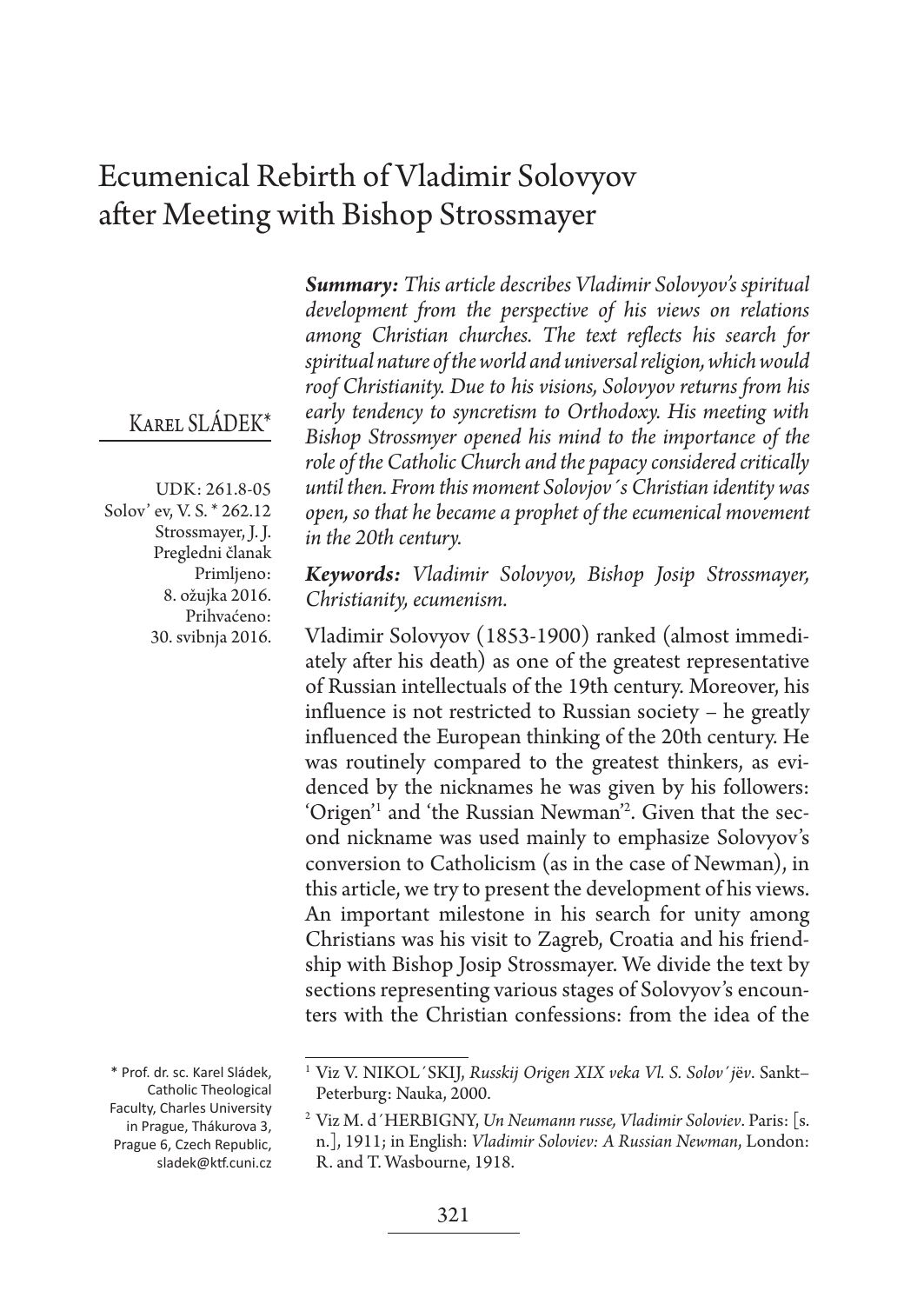# Ecumenical Rebirth of Vladimir Solovyov after Meeting with Bishop Strossmayer

## Karel SLÁDEK*

UDK: 261.8-05
Solov' ev, V. S. * 262.12
Strossmayer, J. J.
Pregledni članak
Primljeno:
8. ožujka 2016.
Prihvaćeno:
30. svibnja 2016.

***Summary:*** *This article describes Vladimir Solovyov's spiritual development from the perspective of his views on relations among Christian churches. The text reflects his search for spiritual nature of the world and universal religion, which would roof Christianity. Due to his visions, Solovyov returns from his early tendency to syncretism to Orthodoxy. His meeting with Bishop Strossmyer opened his mind to the importance of the role of the Catholic Church and the papacy considered critically until then. From this moment Solovjov´s Christian identity was open, so that he became a prophet of the ecumenical movement in the 20th century.*

***Keywords:*** *Vladimir Solovyov, Bishop Josip Strossmayer, Christianity, ecumenism.*

Vladimir Solovyov (1853-1900) ranked (almost immediately after his death) as one of the greatest representative of Russian intellectuals of the 19th century. Moreover, his influence is not restricted to Russian society – he greatly influenced the European thinking of the 20th century. He was routinely compared to the greatest thinkers, as evidenced by the nicknames he was given by his followers: 'Origen'[1] and 'the Russian Newman'[2]. Given that the second nickname was used mainly to emphasize Solovyov's conversion to Catholicism (as in the case of Newman), in this article, we try to present the development of his views. An important milestone in his search for unity among Christians was his visit to Zagreb, Croatia and his friendship with Bishop Josip Strossmayer. We divide the text by sections representing various stages of Solovyov's encounters with the Christian confessions: from the idea of the

---

\* Prof. dr. sc. Karel Sládek, Catholic Theological Faculty, Charles University in Prague, Thákurova 3, Prague 6, Czech Republic, sladek@ktf.cuni.cz

[1] Viz V. NIKOL´SKIJ, *Russkij Origen XIX veka Vl. S. Solov´jëv*. Sankt–Peterburg: Nauka, 2000.

[2] Viz M. d´HERBIGNY, *Un Neumann russe, Vladimir Soloviev*. Paris: [s. n.], 1911; in English: *Vladimir Soloviev: A Russian Newman*, London: R. and T. Wasbourne, 1918.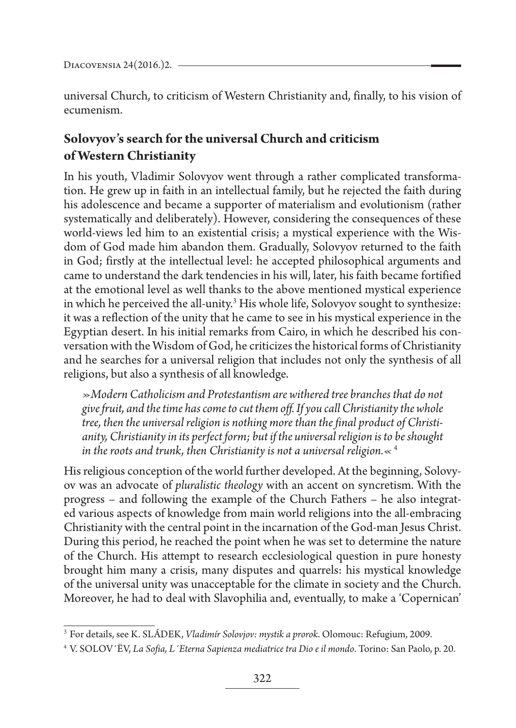universal Church, to criticism of Western Christianity and, finally, to his vision of ecumenism.

## Solovyov's search for the universal Church and criticism of Western Christianity

In his youth, Vladimir Solovyov went through a rather complicated transformation. He grew up in faith in an intellectual family, but he rejected the faith during his adolescence and became a supporter of materialism and evolutionism (rather systematically and deliberately). However, considering the consequences of these world-views led him to an existential crisis; a mystical experience with the Wisdom of God made him abandon them. Gradually, Solovyov returned to the faith in God; firstly at the intellectual level: he accepted philosophical arguments and came to understand the dark tendencies in his will, later, his faith became fortified at the emotional level as well thanks to the above mentioned mystical experience in which he perceived the all-unity.[3] His whole life, Solovyov sought to synthesize: it was a reflection of the unity that he came to see in his mystical experience in the Egyptian desert. In his initial remarks from Cairo, in which he described his conversation with the Wisdom of God, he criticizes the historical forms of Christianity and he searches for a universal religion that includes not only the synthesis of all religions, but also a synthesis of all knowledge.

> *»Modern Catholicism and Protestantism are withered tree branches that do not give fruit, and the time has come to cut them off. If you call Christianity the whole tree, then the universal religion is nothing more than the final product of Christianity, Christianity in its perfect form; but if the universal religion is to be shought in the roots and trunk, then Christianity is not a universal religion.«* [4]

His religious conception of the world further developed. At the beginning, Solovyov was an advocate of *pluralistic theology* with an accent on syncretism. With the progress – and following the example of the Church Fathers – he also integrated various aspects of knowledge from main world religions into the all-embracing Christianity with the central point in the incarnation of the God-man Jesus Christ. During this period, he reached the point when he was set to determine the nature of the Church. His attempt to research ecclesiological question in pure honesty brought him many a crisis, many disputes and quarrels: his mystical knowledge of the universal unity was unacceptable for the climate in society and the Church. Moreover, he had to deal with Slavophilia and, eventually, to make a 'Copernican'

---

[3] For details, see K. SLÁDEK, *Vladimír Solovjov: mystik a prorok*. Olomouc: Refugium, 2009.

[4] V. SOLOV´ËV, *La Sofia, L´Eterna Sapienza mediatrice tra Dio e il mondo*. Torino: San Paolo, p. 20.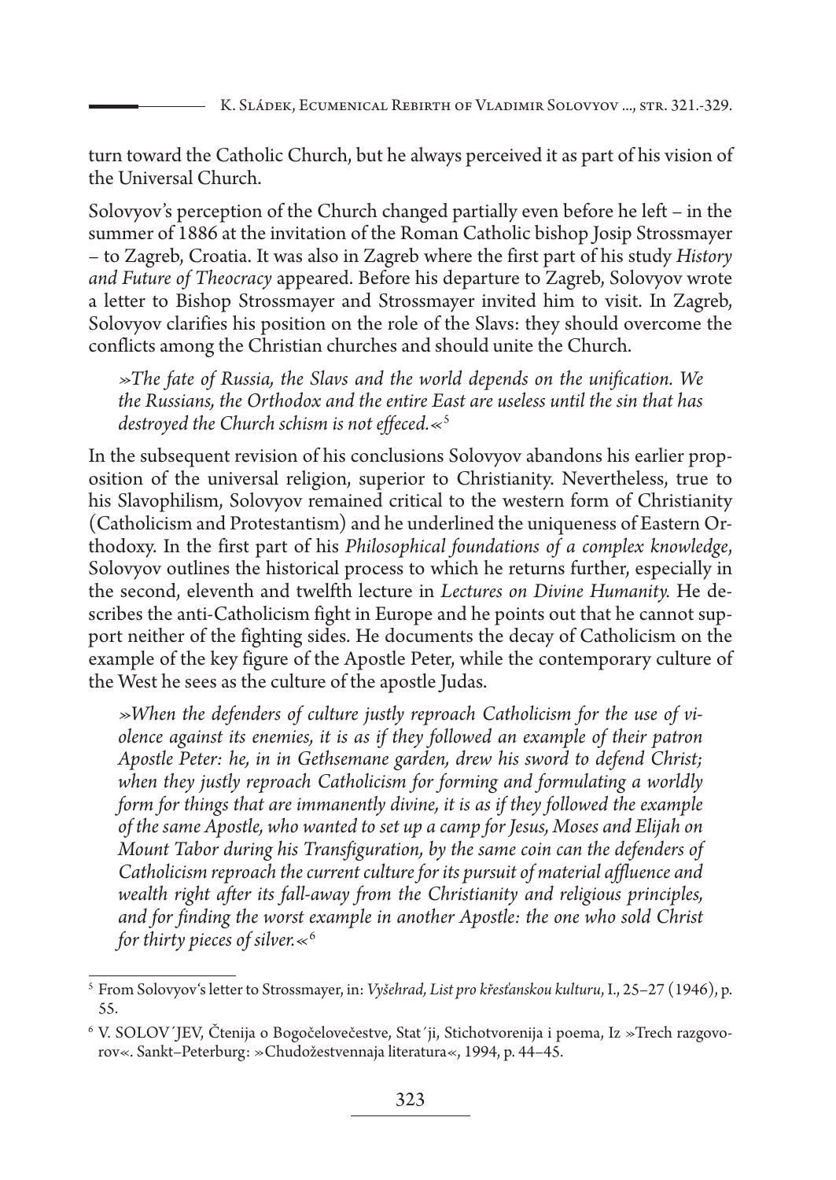turn toward the Catholic Church, but he always perceived it as part of his vision of the Universal Church.

Solovyov's perception of the Church changed partially even before he left – in the summer of 1886 at the invitation of the Roman Catholic bishop Josip Strossmayer – to Zagreb, Croatia. It was also in Zagreb where the first part of his study *History and Future of Theocracy* appeared. Before his departure to Zagreb, Solovyov wrote a letter to Bishop Strossmayer and Strossmayer invited him to visit. In Zagreb, Solovyov clarifies his position on the role of the Slavs: they should overcome the conflicts among the Christian churches and should unite the Church.

> *»The fate of Russia, the Slavs and the world depends on the unification. We the Russians, the Orthodox and the entire East are useless until the sin that has destroyed the Church schism is not effeced.«*[5]

In the subsequent revision of his conclusions Solovyov abandons his earlier proposition of the universal religion, superior to Christianity. Nevertheless, true to his Slavophilism, Solovyov remained critical to the western form of Christianity (Catholicism and Protestantism) and he underlined the uniqueness of Eastern Orthodoxy. In the first part of his *Philosophical foundations of a complex knowledge*, Solovyov outlines the historical process to which he returns further, especially in the second, eleventh and twelfth lecture in *Lectures on Divine Humanity.* He describes the anti-Catholicism fight in Europe and he points out that he cannot support neither of the fighting sides. He documents the decay of Catholicism on the example of the key figure of the Apostle Peter, while the contemporary culture of the West he sees as the culture of the apostle Judas.

> *»When the defenders of culture justly reproach Catholicism for the use of violence against its enemies, it is as if they followed an example of their patron Apostle Peter: he, in in Gethsemane garden, drew his sword to defend Christ; when they justly reproach Catholicism for forming and formulating a worldly form for things that are immanently divine, it is as if they followed the example of the same Apostle, who wanted to set up a camp for Jesus, Moses and Elijah on Mount Tabor during his Transfiguration, by the same coin can the defenders of Catholicism reproach the current culture for its pursuit of material affluence and wealth right after its fall-away from the Christianity and religious principles, and for finding the worst example in another Apostle: the one who sold Christ for thirty pieces of silver.«*[6]

---

[5] From Solovyov's letter to Strossmayer, in: *Vyšehrad, List pro křesťanskou kulturu*, I., 25–27 (1946), p. 55.

[6] V. SOLOV´JEV, Čtenija o Bogočelovečestve, Stat´ji, Stichotvorenija i poema, Iz »Trech razgovorov«. Sankt–Peterburg: »Chudožestvennaja literatura«, 1994, p. 44–45.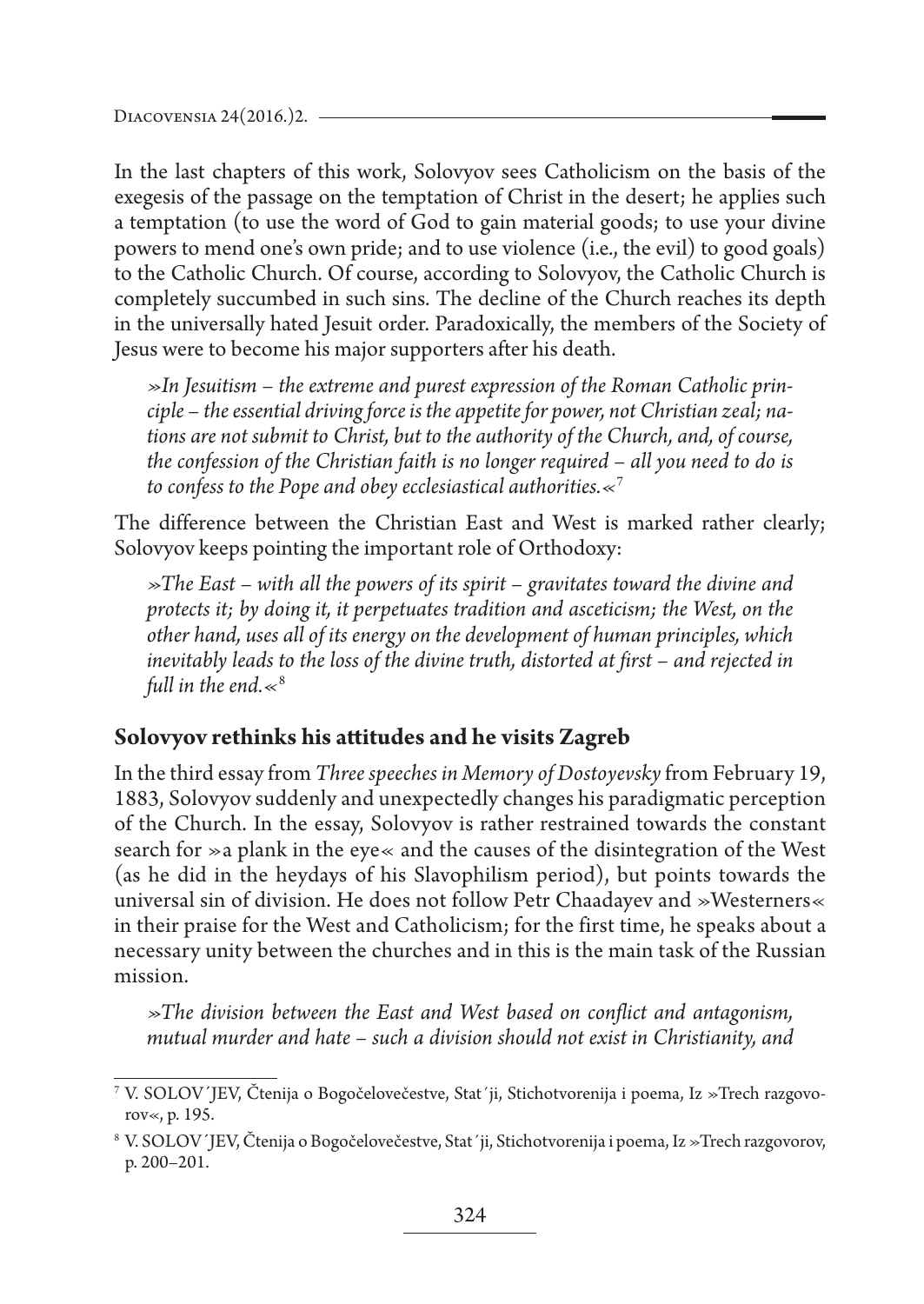In the last chapters of this work, Solovyov sees Catholicism on the basis of the exegesis of the passage on the temptation of Christ in the desert; he applies such a temptation (to use the word of God to gain material goods; to use your divine powers to mend one's own pride; and to use violence (i.e., the evil) to good goals) to the Catholic Church. Of course, according to Solovyov, the Catholic Church is completely succumbed in such sins. The decline of the Church reaches its depth in the universally hated Jesuit order. Paradoxically, the members of the Society of Jesus were to become his major supporters after his death.

> *»In Jesuitism – the extreme and purest expression of the Roman Catholic principle – the essential driving force is the appetite for power, not Christian zeal; nations are not submit to Christ, but to the authority of the Church, and, of course, the confession of the Christian faith is no longer required – all you need to do is to confess to the Pope and obey ecclesiastical authorities.«*[7]

The difference between the Christian East and West is marked rather clearly; Solovyov keeps pointing the important role of Orthodoxy:

> *»The East – with all the powers of its spirit – gravitates toward the divine and protects it; by doing it, it perpetuates tradition and asceticism; the West, on the other hand, uses all of its energy on the development of human principles, which inevitably leads to the loss of the divine truth, distorted at first – and rejected in full in the end.«*[8]

## Solovyov rethinks his attitudes and he visits Zagreb

In the third essay from *Three speeches in Memory of Dostoyevsky* from February 19, 1883, Solovyov suddenly and unexpectedly changes his paradigmatic perception of the Church. In the essay, Solovyov is rather restrained towards the constant search for »a plank in the eye« and the causes of the disintegration of the West (as he did in the heydays of his Slavophilism period), but points towards the universal sin of division. He does not follow Petr Chaadayev and »Westerners« in their praise for the West and Catholicism; for the first time, he speaks about a necessary unity between the churches and in this is the main task of the Russian mission.

> *»The division between the East and West based on conflict and antagonism, mutual murder and hate – such a division should not exist in Christianity, and*

---

[7] V. SOLOV´JEV, Čtenija o Bogočelovečestve, Stat´ji, Stichotvorenija i poema, Iz »Trech razgovorov«, p. 195.

[8] V. SOLOV´JEV, Čtenija o Bogočelovečestve, Stat´ji, Stichotvorenija i poema, Iz »Trech razgovorov, p. 200–201.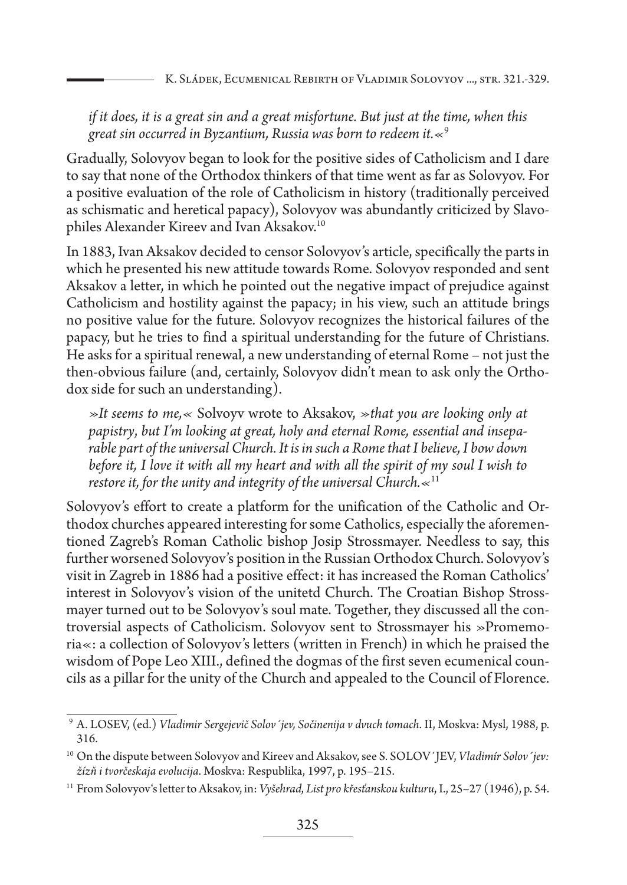*if it does, it is a great sin and a great misfortune. But just at the time, when this great sin occurred in Byzantium, Russia was born to redeem it.*«[9]

Gradually, Solovyov began to look for the positive sides of Catholicism and I dare to say that none of the Orthodox thinkers of that time went as far as Solovyov. For a positive evaluation of the role of Catholicism in history (traditionally perceived as schismatic and heretical papacy), Solovyov was abundantly criticized by Slavophiles Alexander Kireev and Ivan Aksakov.[10]

In 1883, Ivan Aksakov decided to censor Solovyov's article, specifically the parts in which he presented his new attitude towards Rome. Solovyov responded and sent Aksakov a letter, in which he pointed out the negative impact of prejudice against Catholicism and hostility against the papacy; in his view, such an attitude brings no positive value for the future. Solovyov recognizes the historical failures of the papacy, but he tries to find a spiritual understanding for the future of Christians. He asks for a spiritual renewal, a new understanding of eternal Rome – not just the then-obvious failure (and, certainly, Solovyov didn't mean to ask only the Orthodox side for such an understanding).

»*It seems to me,*« Solvoyv wrote to Aksakov, »*that you are looking only at papistry, but I'm looking at great, holy and eternal Rome, essential and inseparable part of the universal Church. It is in such a Rome that I believe, I bow down before it, I love it with all my heart and with all the spirit of my soul I wish to restore it, for the unity and integrity of the universal Church.*«[11]

Solovyov's effort to create a platform for the unification of the Catholic and Orthodox churches appeared interesting for some Catholics, especially the aforementioned Zagreb's Roman Catholic bishop Josip Strossmayer. Needless to say, this further worsened Solovyov's position in the Russian Orthodox Church. Solovyov's visit in Zagreb in 1886 had a positive effect: it has increased the Roman Catholics' interest in Solovyov's vision of the unitetd Church. The Croatian Bishop Strossmayer turned out to be Solovyov's soul mate. Together, they discussed all the controversial aspects of Catholicism. Solovyov sent to Strossmayer his »Promemoria«: a collection of Solovyov's letters (written in French) in which he praised the wisdom of Pope Leo XIII., defined the dogmas of the first seven ecumenical councils as a pillar for the unity of the Church and appealed to the Council of Florence.

---

[9] A. LOSEV, (ed.) *Vladimir Sergejevič Solov´jev, Sočinenija v dvuch tomach*. II, Moskva: Mysl, 1988, p. 316.

[10] On the dispute between Solovyov and Kireev and Aksakov, see S. SOLOV´JEV, *Vladimír Solov´jev: žízň i tvorčeskaja evolucija*. Moskva: Respublika, 1997, p. 195–215.

[11] From Solovyov's letter to Aksakov, in: *Vyšehrad, List pro křesťanskou kulturu*, I., 25–27 (1946), p. 54.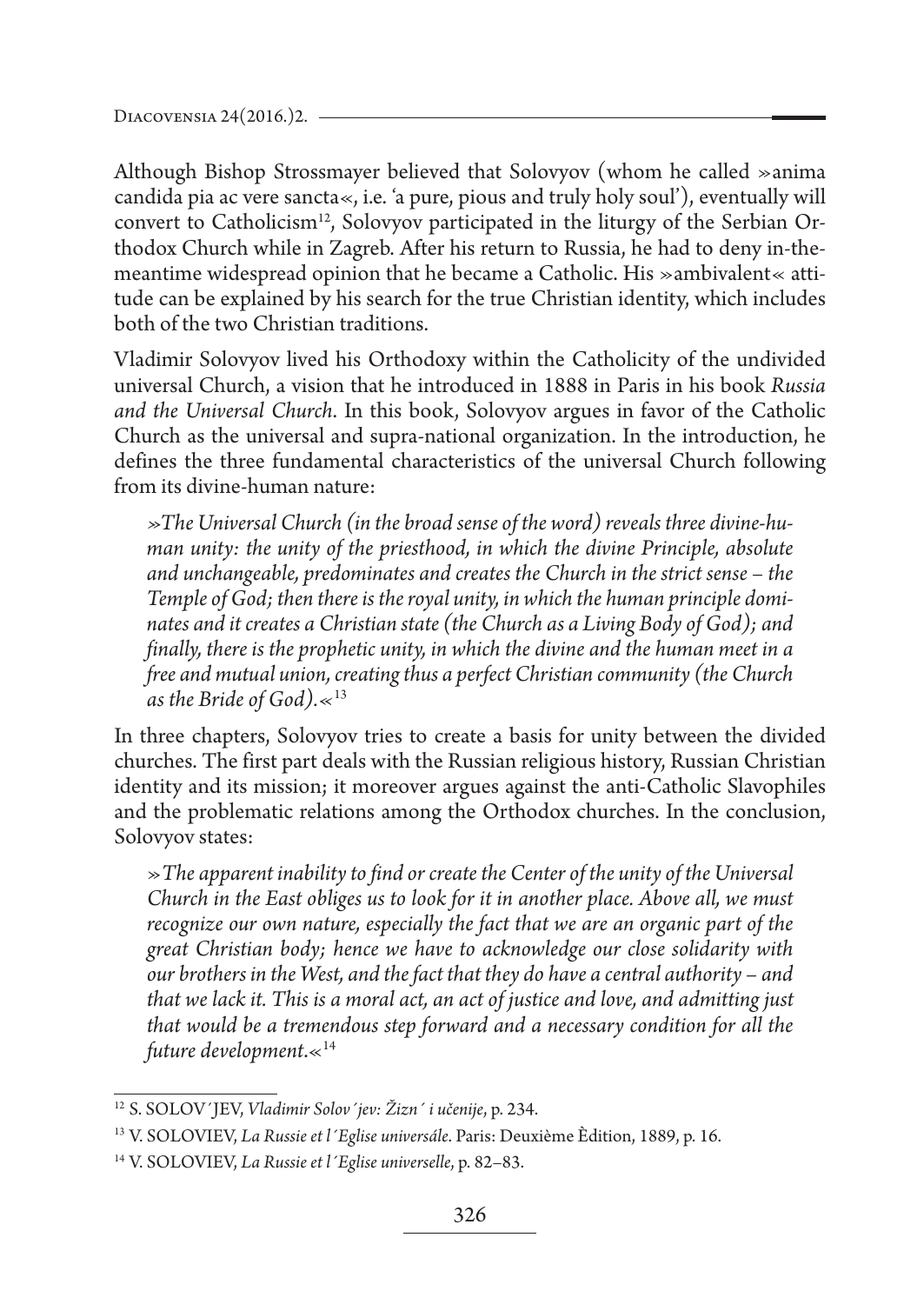Although Bishop Strossmayer believed that Solovyov (whom he called »anima candida pia ac vere sancta«, i.e. 'a pure, pious and truly holy soul'), eventually will convert to Catholicism[12], Solovyov participated in the liturgy of the Serbian Orthodox Church while in Zagreb. After his return to Russia, he had to deny in-the-meantime widespread opinion that he became a Catholic. His »ambivalent« attitude can be explained by his search for the true Christian identity, which includes both of the two Christian traditions.

Vladimir Solovyov lived his Orthodoxy within the Catholicity of the undivided universal Church, a vision that he introduced in 1888 in Paris in his book *Russia and the Universal Church*. In this book, Solovyov argues in favor of the Catholic Church as the universal and supra-national organization. In the introduction, he defines the three fundamental characteristics of the universal Church following from its divine-human nature:

> *»The Universal Church (in the broad sense of the word) reveals three divine-human unity: the unity of the priesthood, in which the divine Principle, absolute and unchangeable, predominates and creates the Church in the strict sense – the Temple of God; then there is the royal unity, in which the human principle dominates and it creates a Christian state (the Church as a Living Body of God); and finally, there is the prophetic unity, in which the divine and the human meet in a free and mutual union, creating thus a perfect Christian community (the Church as the Bride of God).«*[13]

In three chapters, Solovyov tries to create a basis for unity between the divided churches. The first part deals with the Russian religious history, Russian Christian identity and its mission; it moreover argues against the anti-Catholic Slavophiles and the problematic relations among the Orthodox churches. In the conclusion, Solovyov states:

> *»The apparent inability to find or create the Center of the unity of the Universal Church in the East obliges us to look for it in another place. Above all, we must recognize our own nature, especially the fact that we are an organic part of the great Christian body; hence we have to acknowledge our close solidarity with our brothers in the West, and the fact that they do have a central authority – and that we lack it. This is a moral act, an act of justice and love, and admitting just that would be a tremendous step forward and a necessary condition for all the future development.«*[14]

---

[12] S. SOLOV´JEV, *Vladimir Solov´jev: Žizn´ i učenije*, p. 234.

[13] V. SOLOVIEV, *La Russie et l´Eglise universále*. Paris: Deuxième Èdition, 1889, p. 16.

[14] V. SOLOVIEV, *La Russie et l´Eglise universelle*, p. 82–83.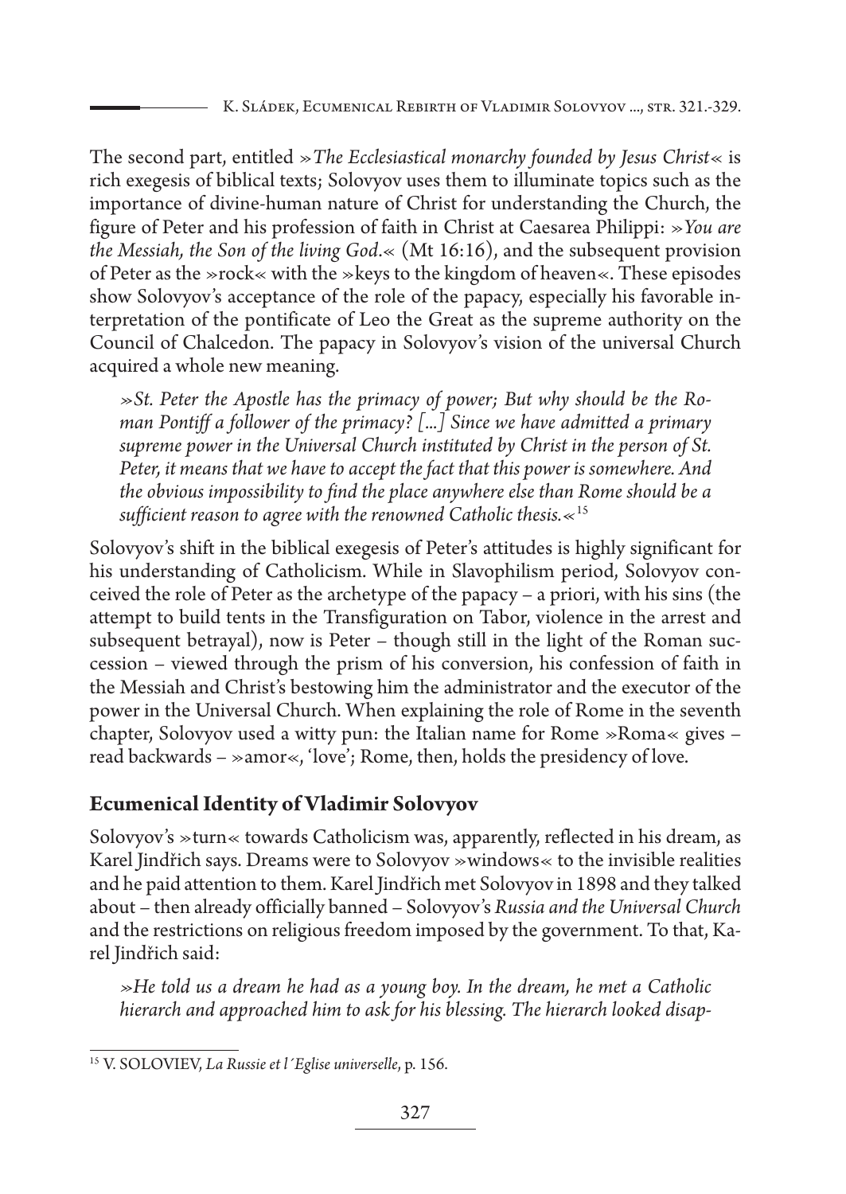The second part, entitled »*The Ecclesiastical monarchy founded by Jesus Christ*« is rich exegesis of biblical texts; Solovyov uses them to illuminate topics such as the importance of divine-human nature of Christ for understanding the Church, the figure of Peter and his profession of faith in Christ at Caesarea Philippi: »*You are the Messiah, the Son of the living God*.« (Mt 16:16), and the subsequent provision of Peter as the »rock« with the »keys to the kingdom of heaven«. These episodes show Solovyov's acceptance of the role of the papacy, especially his favorable interpretation of the pontificate of Leo the Great as the supreme authority on the Council of Chalcedon. The papacy in Solovyov's vision of the universal Church acquired a whole new meaning.

> *»St. Peter the Apostle has the primacy of power; But why should be the Roman Pontiff a follower of the primacy? [...] Since we have admitted a primary supreme power in the Universal Church instituted by Christ in the person of St. Peter, it means that we have to accept the fact that this power is somewhere. And the obvious impossibility to find the place anywhere else than Rome should be a sufficient reason to agree with the renowned Catholic thesis.«*[15]

Solovyov's shift in the biblical exegesis of Peter's attitudes is highly significant for his understanding of Catholicism. While in Slavophilism period, Solovyov conceived the role of Peter as the archetype of the papacy – a priori, with his sins (the attempt to build tents in the Transfiguration on Tabor, violence in the arrest and subsequent betrayal), now is Peter – though still in the light of the Roman succession – viewed through the prism of his conversion, his confession of faith in the Messiah and Christ's bestowing him the administrator and the executor of the power in the Universal Church. When explaining the role of Rome in the seventh chapter, Solovyov used a witty pun: the Italian name for Rome »Roma« gives – read backwards – »amor«, 'love'; Rome, then, holds the presidency of love.

## Ecumenical Identity of Vladimir Solovyov

Solovyov's »turn« towards Catholicism was, apparently, reflected in his dream, as Karel Jindřich says. Dreams were to Solovyov »windows« to the invisible realities and he paid attention to them. Karel Jindřich met Solovyov in 1898 and they talked about – then already officially banned – Solovyov's *Russia and the Universal Church* and the restrictions on religious freedom imposed by the government. To that, Karel Jindřich said:

> *»He told us a dream he had as a young boy. In the dream, he met a Catholic hierarch and approached him to ask for his blessing. The hierarch looked disap-*

[15] V. SOLOVIEV, *La Russie et l´Eglise universelle*, p. 156.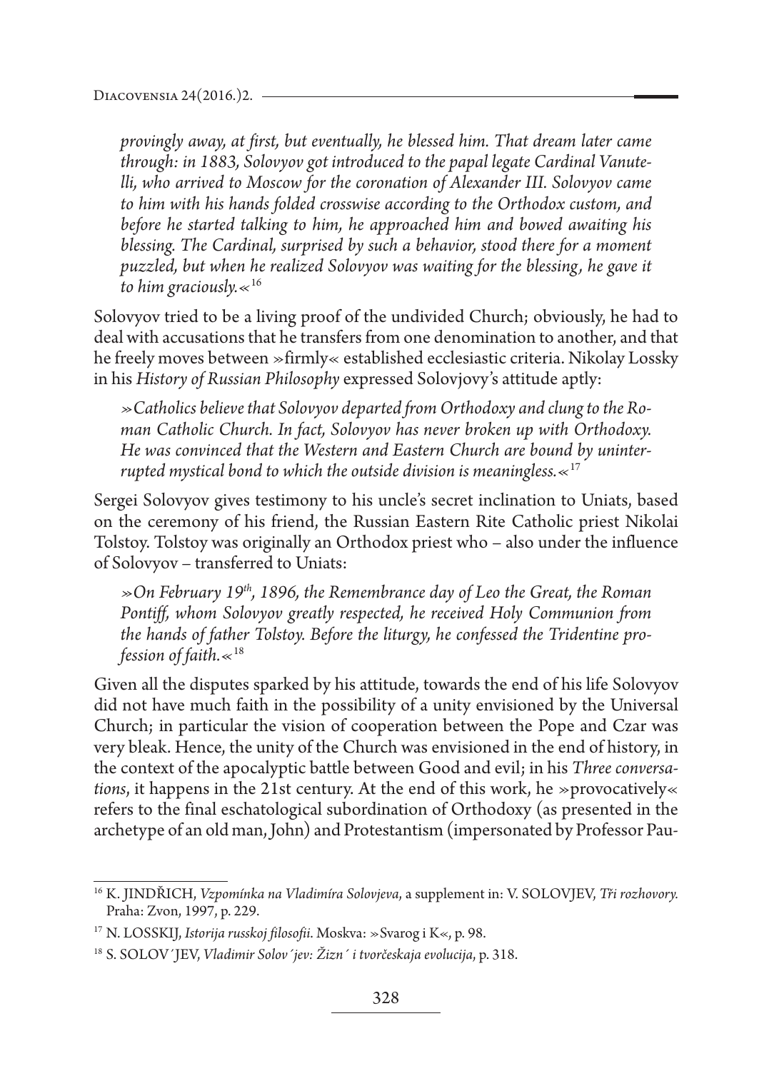*provingly away, at first, but eventually, he blessed him. That dream later came through: in 1883, Solovyov got introduced to the papal legate Cardinal Vanutelli, who arrived to Moscow for the coronation of Alexander III. Solovyov came to him with his hands folded crosswise according to the Orthodox custom, and before he started talking to him, he approached him and bowed awaiting his blessing. The Cardinal, surprised by such a behavior, stood there for a moment puzzled, but when he realized Solovyov was waiting for the blessing, he gave it to him graciously.«*[16]

Solovyov tried to be a living proof of the undivided Church; obviously, he had to deal with accusations that he transfers from one denomination to another, and that he freely moves between »firmly« established ecclesiastic criteria. Nikolay Lossky in his *History of Russian Philosophy* expressed Solovjovy's attitude aptly:

*»Catholics believe that Solovyov departed from Orthodoxy and clung to the Roman Catholic Church. In fact, Solovyov has never broken up with Orthodoxy. He was convinced that the Western and Eastern Church are bound by uninterrupted mystical bond to which the outside division is meaningless.«*[17]

Sergei Solovyov gives testimony to his uncle's secret inclination to Uniats, based on the ceremony of his friend, the Russian Eastern Rite Catholic priest Nikolai Tolstoy. Tolstoy was originally an Orthodox priest who – also under the influence of Solovyov – transferred to Uniats:

*»On February 19th, 1896, the Remembrance day of Leo the Great, the Roman Pontiff, whom Solovyov greatly respected, he received Holy Communion from the hands of father Tolstoy. Before the liturgy, he confessed the Tridentine profession of faith.«*[18]

Given all the disputes sparked by his attitude, towards the end of his life Solovyov did not have much faith in the possibility of a unity envisioned by the Universal Church; in particular the vision of cooperation between the Pope and Czar was very bleak. Hence, the unity of the Church was envisioned in the end of history, in the context of the apocalyptic battle between Good and evil; in his *Three conversations*, it happens in the 21st century. At the end of this work, he »provocatively« refers to the final eschatological subordination of Orthodoxy (as presented in the archetype of an old man, John) and Protestantism (impersonated by Professor Pau-

---

[16] K. JINDŘICH, *Vzpomínka na Vladimíra Solovjeva*, a supplement in: V. SOLOVJEV, *Tři rozhovory.* Praha: Zvon, 1997, p. 229.

[17] N. LOSSKIJ, *Istorija russkoj filosofii*. Moskva: »Svarog i K«, p. 98.

[18] S. SOLOV´JEV, *Vladimir Solov´jev: Žizn´ i tvorčeskaja evolucija*, p. 318.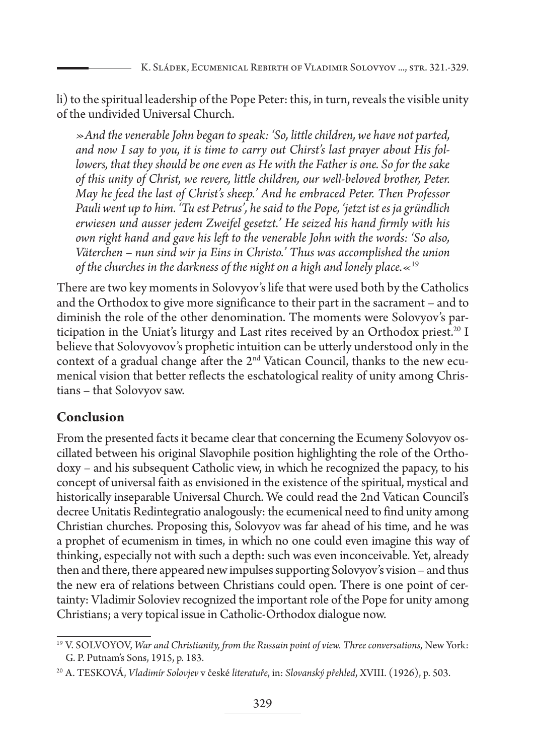li) to the spiritual leadership of the Pope Peter: this, in turn, reveals the visible unity of the undivided Universal Church.

> *»And the venerable John began to speak: 'So, little children, we have not parted, and now I say to you, it is time to carry out Chirst's last prayer about His followers, that they should be one even as He with the Father is one. So for the sake of this unity of Christ, we revere, little children, our well-beloved brother, Peter. May he feed the last of Christ's sheep.' And he embraced Peter. Then Professor Pauli went up to him. 'Tu est Petrus', he said to the Pope, 'jetzt ist es ja gründlich erwiesen und ausser jedem Zweifel gesetzt.' He seized his hand firmly with his own right hand and gave his left to the venerable John with the words: 'So also, Väterchen – nun sind wir ja Eins in Christo.' Thus was accomplished the union of the churches in the darkness of the night on a high and lonely place.«*[19]

There are two key moments in Solovyov's life that were used both by the Catholics and the Orthodox to give more significance to their part in the sacrament – and to diminish the role of the other denomination. The moments were Solovyov's participation in the Uniat's liturgy and Last rites received by an Orthodox priest.[20] I believe that Solovyovov's prophetic intuition can be utterly understood only in the context of a gradual change after the 2nd Vatican Council, thanks to the new ecumenical vision that better reflects the eschatological reality of unity among Christians – that Solovyov saw.

## Conclusion

From the presented facts it became clear that concerning the Ecumeny Solovyov oscillated between his original Slavophile position highlighting the role of the Orthodoxy – and his subsequent Catholic view, in which he recognized the papacy, to his concept of universal faith as envisioned in the existence of the spiritual, mystical and historically inseparable Universal Church. We could read the 2nd Vatican Council's decree Unitatis Redintegratio analogously: the ecumenical need to find unity among Christian churches. Proposing this, Solovyov was far ahead of his time, and he was a prophet of ecumenism in times, in which no one could even imagine this way of thinking, especially not with such a depth: such was even inconceivable. Yet, already then and there, there appeared new impulses supporting Solovyov's vision – and thus the new era of relations between Christians could open. There is one point of certainty: Vladimir Soloviev recognized the important role of the Pope for unity among Christians; a very topical issue in Catholic-Orthodox dialogue now.

---

[19] V. SOLVOYOV, *War and Christianity, from the Russain point of view. Three conversations*, New York: G. P. Putnam's Sons, 1915, p. 183.

[20] A. TESKOVÁ, *Vladimír Solovjev* v *české literatuře*, in: *Slovanský přehled*, XVIII. (1926), p. 503.